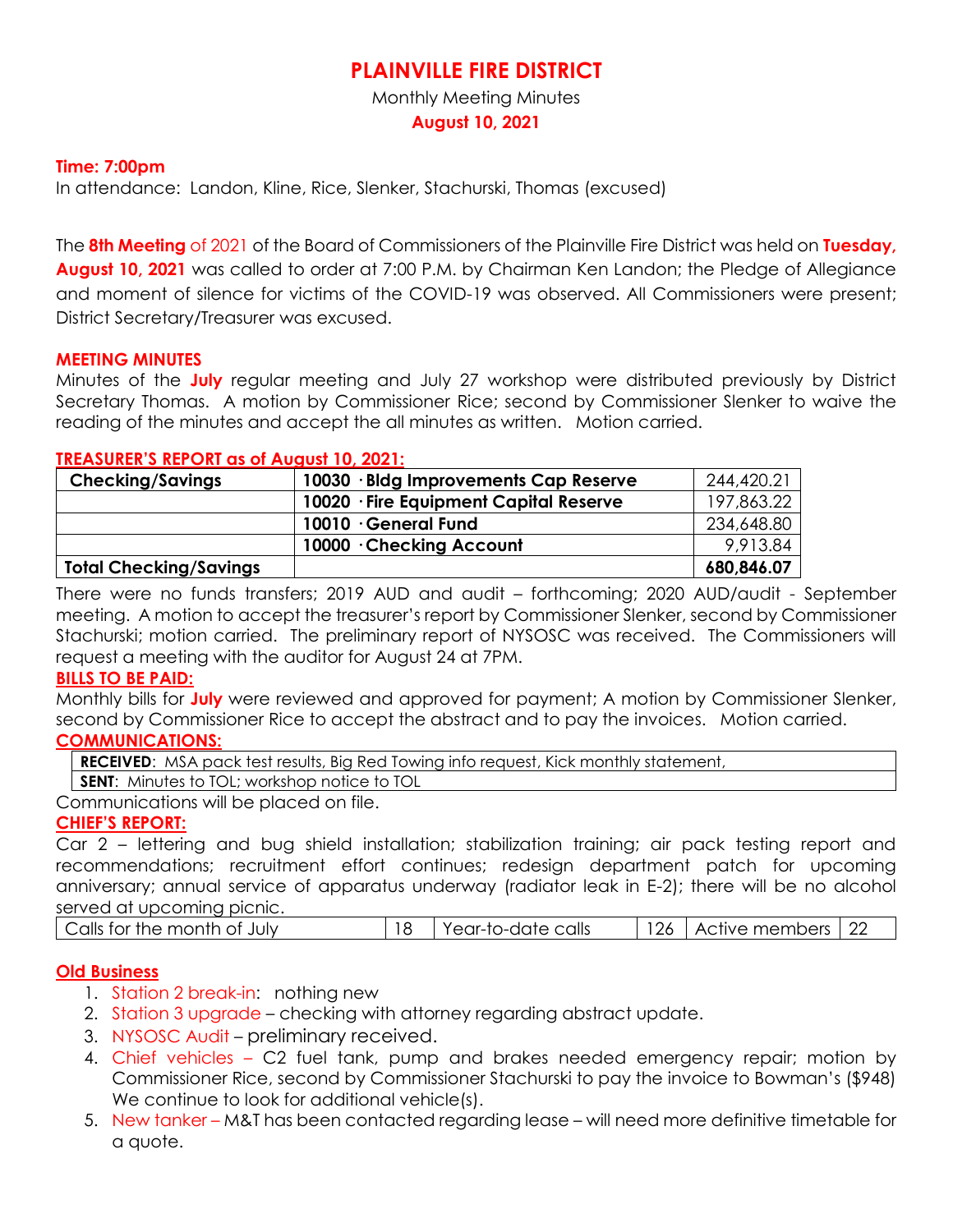# PLAINVILLE FIRE DISTRICT

Monthly Meeting Minutes

**August 10, 2021**

**Time: 7:00pm**

In attendance: Landon, Kline, Rice, Slenker, Stachurski, Thomas (excused)

The **8th Meeting** of 2021 of the Board of Commissioners of the Plainville Fire District was held on **Tuesday, August 10, 2021** was called to order at 7:00 P.M. by Chairman Ken Landon; the Pledge of Allegiance and moment of silence for victims of the COVID-19 was observed. All Commissioners were present; District Secretary/Treasurer was excused.

## MEETING MINUTES

Minutes of the **July** regular meeting and July 27 workshop were distributed previously by District Secretary Thomas. A motion by Commissioner Rice; second by Commissioner Slenker to waive the reading of the minutes and accept the all minutes as written. Motion carried.

## TREASURER'S REPORT as of August 10, 2021:

| Checking/Savings | 10030 · Bldg Improvements Cap Reserve | 244,420.21 |
|---|---|---|
| | 10020 · Fire Equipment Capital Reserve | 197,863.22 |
| | 10010 · General Fund | 234,648.80 |
| | 10000 · Checking Account | 9,913.84 |
| **Total Checking/Savings** | | **680,846.07** |

There were no funds transfers; 2019 AUD and audit – forthcoming; 2020 AUD/audit - September meeting. A motion to accept the treasurer's report by Commissioner Slenker, second by Commissioner Stachurski; motion carried. The preliminary report of NYSOSC was received. The Commissioners will request a meeting with the auditor for August 24 at 7PM.

## BILLS TO BE PAID:

Monthly bills for **July** were reviewed and approved for payment; A motion by Commissioner Slenker, second by Commissioner Rice to accept the abstract and to pay the invoices. Motion carried.

## COMMUNICATIONS:

| **RECEIVED**: MSA pack test results, Big Red Towing info request, Kick monthly statement, |
|---|
| **SENT**: Minutes to TOL; workshop notice to TOL |

Communications will be placed on file.

## CHIEF'S REPORT:

Car 2 – lettering and bug shield installation; stabilization training; air pack testing report and recommendations; recruitment effort continues; redesign department patch for upcoming anniversary; annual service of apparatus underway (radiator leak in E-2); there will be no alcohol served at upcoming picnic.

| Calls for the month of July | 18 | Year-to-date calls | 126 | Active members | 22 |
|---|---|---|---|---|---|

## Old Business

1. Station 2 break-in: nothing new
2. Station 3 upgrade – checking with attorney regarding abstract update.
3. NYSOSC Audit – preliminary received.
4. Chief vehicles – C2 fuel tank, pump and brakes needed emergency repair; motion by Commissioner Rice, second by Commissioner Stachurski to pay the invoice to Bowman's ($948) We continue to look for additional vehicle(s).
5. New tanker – M&T has been contacted regarding lease – will need more definitive timetable for a quote.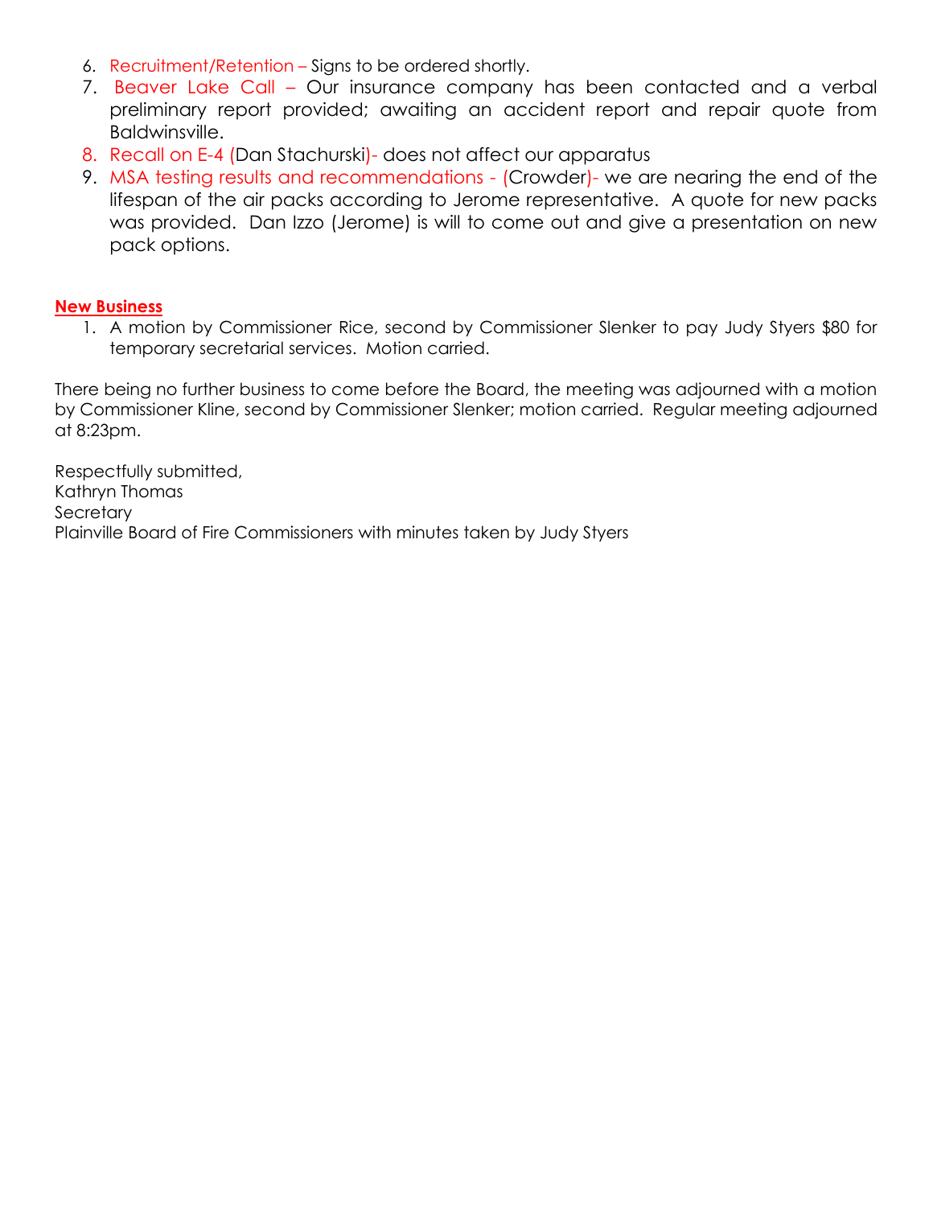6. Recruitment/Retention – Signs to be ordered shortly.
7. Beaver Lake Call – Our insurance company has been contacted and a verbal preliminary report provided; awaiting an accident report and repair quote from Baldwinsville.
8. Recall on E-4 (Dan Stachurski)- does not affect our apparatus
9. MSA testing results and recommendations - (Crowder)- we are nearing the end of the lifespan of the air packs according to Jerome representative. A quote for new packs was provided. Dan Izzo (Jerome) is will to come out and give a presentation on new pack options.

## New Business

1. A motion by Commissioner Rice, second by Commissioner Slenker to pay Judy Styers $80 for temporary secretarial services. Motion carried.

There being no further business to come before the Board, the meeting was adjourned with a motion by Commissioner Kline, second by Commissioner Slenker; motion carried. Regular meeting adjourned at 8:23pm.

Respectfully submitted,
Kathryn Thomas
Secretary
Plainville Board of Fire Commissioners with minutes taken by Judy Styers